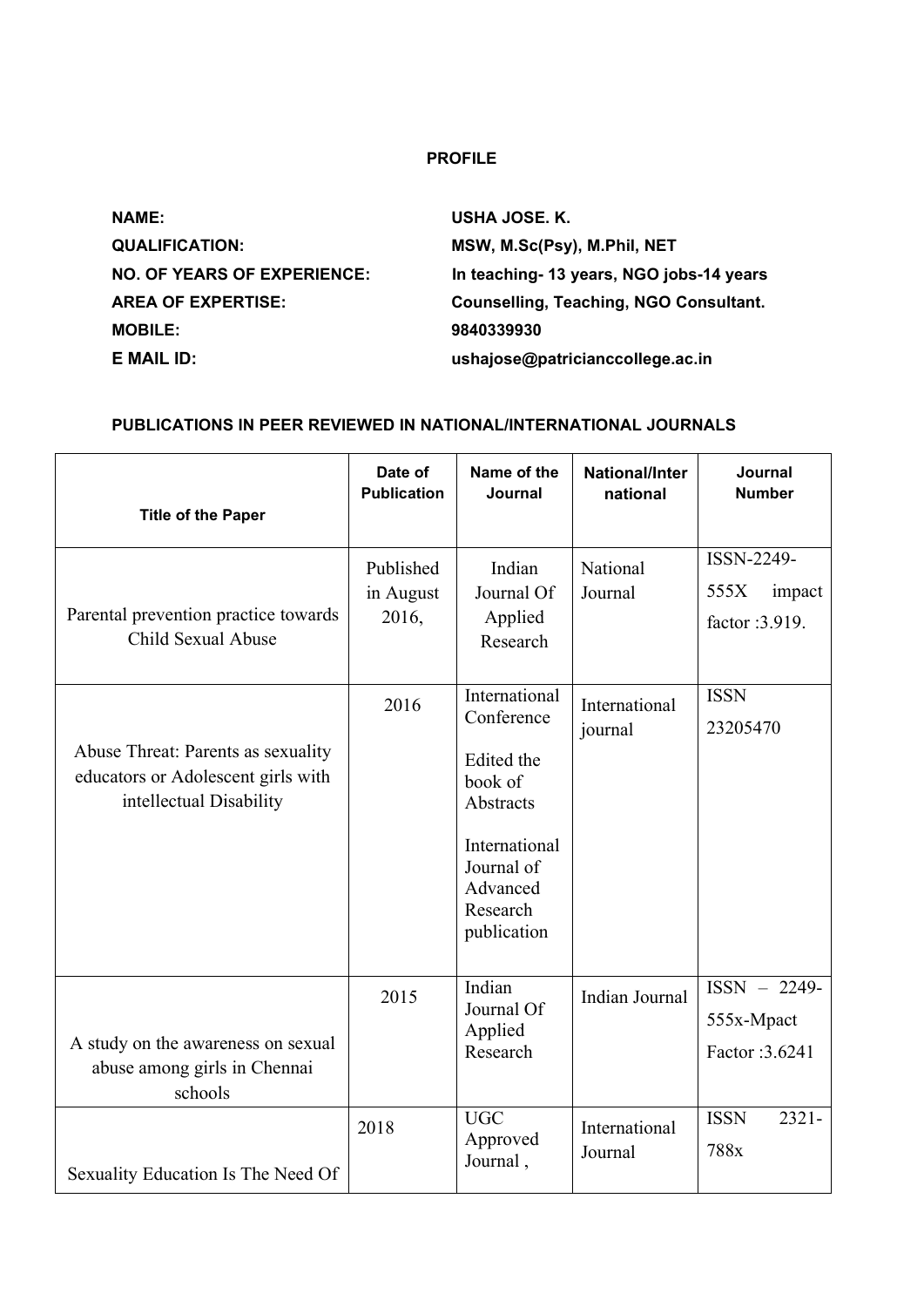**PROFILE**

| | |
|---|---|
| **NAME:** | **USHA JOSE. K.** |
| **QUALIFICATION:** | **MSW, M.Sc(Psy), M.Phil, NET** |
| **NO. OF YEARS OF EXPERIENCE:** | **In teaching- 13 years, NGO jobs-14 years** |
| **AREA OF EXPERTISE:** | **Counselling, Teaching, NGO Consultant.** |
| **MOBILE:** | **9840339930** |
| **E MAIL ID:** | **ushajose@patricianccollege.ac.in** |

**PUBLICATIONS IN PEER REVIEWED IN NATIONAL/INTERNATIONAL JOURNALS**

| Title of the Paper | Date of Publication | Name of the Journal | National/International | Journal Number |
|---|---|---|---|---|
| Parental prevention practice towards Child Sexual Abuse | Published in August 2016, | Indian Journal Of Applied Research | National Journal | ISSN-2249-555X impact factor :3.919. |
| Abuse Threat: Parents as sexuality educators or Adolescent girls with intellectual Disability | 2016 | International Conference<br><br>Edited the book of Abstracts<br><br>International Journal of Advanced Research publication | International journal | ISSN 23205470 |
| A study on the awareness on sexual abuse among girls in Chennai schools | 2015 | Indian Journal Of Applied Research | Indian Journal | ISSN – 2249-555x-Mpact Factor :3.6241 |
| Sexuality Education Is The Need Of | 2018 | UGC Approved Journal , | International Journal | ISSN 2321-788x |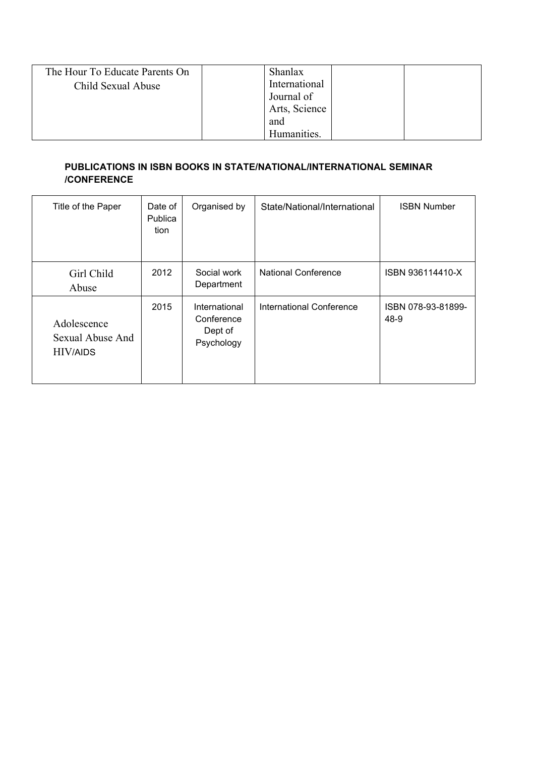| | | | | |
|---|---|---|---|---|
| The Hour To Educate Parents On Child Sexual Abuse | | Shanlax International Journal of Arts, Science and Humanities. | | |

**PUBLICATIONS IN ISBN BOOKS IN STATE/NATIONAL/INTERNATIONAL SEMINAR /CONFERENCE**

| Title of the Paper | Date of Publication | Organised by | State/National/International | ISBN Number |
|---|---|---|---|---|
| Girl Child Abuse | 2012 | Social work Department | National Conference | ISBN 936114410-X |
| Adolescence Sexual Abuse And HIV/AIDS | 2015 | International Conference Dept of Psychology | International Conference | ISBN 078-93-81899-48-9 |